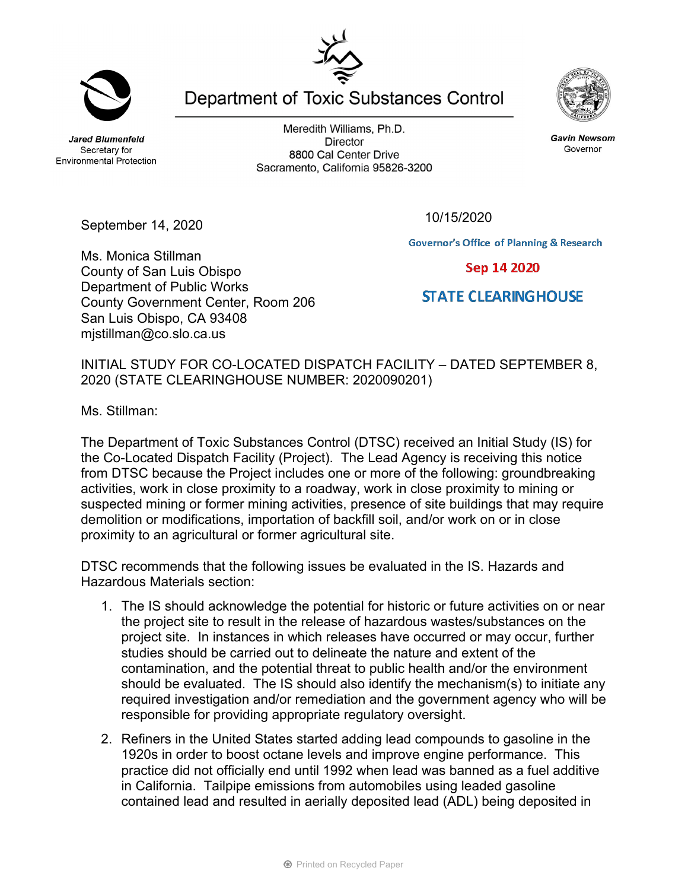# Department of Toxic Substances Control

**_Jared Blumenfeld_**
Secretary for
Environmental Protection

Meredith Williams, Ph.D.
Director
8800 Cal Center Drive
Sacramento, California 95826-3200

**_Gavin Newsom_**
Governor

10/15/2020

Governor's Office of Planning & Research

**Sep 14 2020**

**STATE CLEARINGHOUSE**

September 14, 2020

Ms. Monica Stillman
County of San Luis Obispo
Department of Public Works
County Government Center, Room 206
San Luis Obispo, CA 93408
mjstillman@co.slo.ca.us

INITIAL STUDY FOR CO-LOCATED DISPATCH FACILITY – DATED SEPTEMBER 8, 2020 (STATE CLEARINGHOUSE NUMBER: 2020090201)

Ms. Stillman:

The Department of Toxic Substances Control (DTSC) received an Initial Study (IS) for the Co-Located Dispatch Facility (Project). The Lead Agency is receiving this notice from DTSC because the Project includes one or more of the following: groundbreaking activities, work in close proximity to a roadway, work in close proximity to mining or suspected mining or former mining activities, presence of site buildings that may require demolition or modifications, importation of backfill soil, and/or work on or in close proximity to an agricultural or former agricultural site.

DTSC recommends that the following issues be evaluated in the IS. Hazards and Hazardous Materials section:

1. The IS should acknowledge the potential for historic or future activities on or near the project site to result in the release of hazardous wastes/substances on the project site. In instances in which releases have occurred or may occur, further studies should be carried out to delineate the nature and extent of the contamination, and the potential threat to public health and/or the environment should be evaluated. The IS should also identify the mechanism(s) to initiate any required investigation and/or remediation and the government agency who will be responsible for providing appropriate regulatory oversight.

2. Refiners in the United States started adding lead compounds to gasoline in the 1920s in order to boost octane levels and improve engine performance. This practice did not officially end until 1992 when lead was banned as a fuel additive in California. Tailpipe emissions from automobiles using leaded gasoline contained lead and resulted in aerially deposited lead (ADL) being deposited in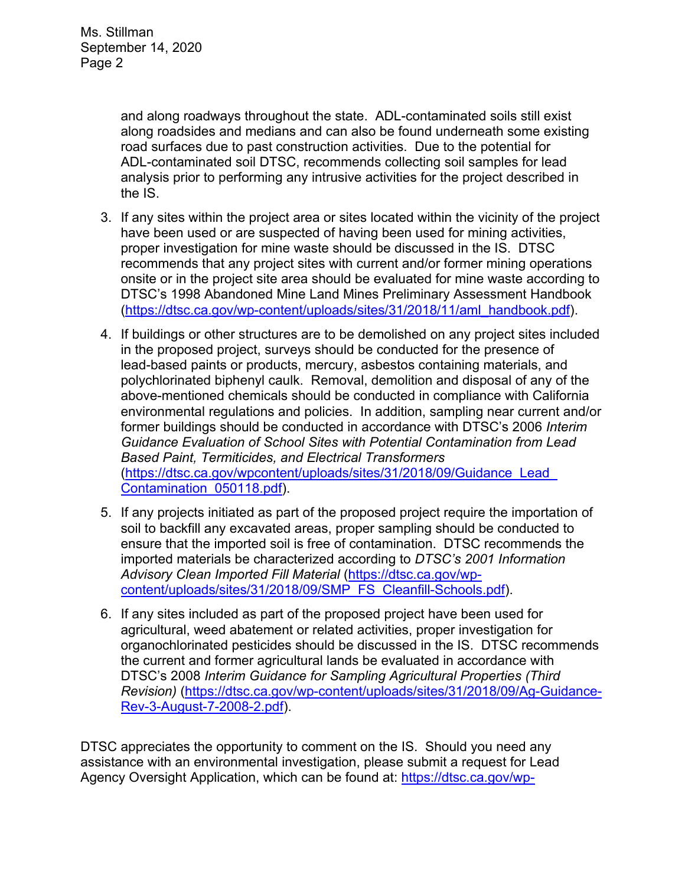and along roadways throughout the state. ADL-contaminated soils still exist along roadsides and medians and can also be found underneath some existing road surfaces due to past construction activities. Due to the potential for ADL-contaminated soil DTSC, recommends collecting soil samples for lead analysis prior to performing any intrusive activities for the project described in the IS.

3. If any sites within the project area or sites located within the vicinity of the project have been used or are suspected of having been used for mining activities, proper investigation for mine waste should be discussed in the IS. DTSC recommends that any project sites with current and/or former mining operations onsite or in the project site area should be evaluated for mine waste according to DTSC's 1998 Abandoned Mine Land Mines Preliminary Assessment Handbook (https://dtsc.ca.gov/wp-content/uploads/sites/31/2018/11/aml_handbook.pdf).

4. If buildings or other structures are to be demolished on any project sites included in the proposed project, surveys should be conducted for the presence of lead-based paints or products, mercury, asbestos containing materials, and polychlorinated biphenyl caulk. Removal, demolition and disposal of any of the above-mentioned chemicals should be conducted in compliance with California environmental regulations and policies. In addition, sampling near current and/or former buildings should be conducted in accordance with DTSC's 2006 *Interim Guidance Evaluation of School Sites with Potential Contamination from Lead Based Paint, Termiticides, and Electrical Transformers* (https://dtsc.ca.gov/wpcontent/uploads/sites/31/2018/09/Guidance_Lead_Contamination_050118.pdf).

5. If any projects initiated as part of the proposed project require the importation of soil to backfill any excavated areas, proper sampling should be conducted to ensure that the imported soil is free of contamination. DTSC recommends the imported materials be characterized according to *DTSC's 2001 Information Advisory Clean Imported Fill Material* (https://dtsc.ca.gov/wp-content/uploads/sites/31/2018/09/SMP_FS_Cleanfill-Schools.pdf).

6. If any sites included as part of the proposed project have been used for agricultural, weed abatement or related activities, proper investigation for organochlorinated pesticides should be discussed in the IS. DTSC recommends the current and former agricultural lands be evaluated in accordance with DTSC's 2008 *Interim Guidance for Sampling Agricultural Properties (Third Revision)* (https://dtsc.ca.gov/wp-content/uploads/sites/31/2018/09/Ag-Guidance-Rev-3-August-7-2008-2.pdf).

DTSC appreciates the opportunity to comment on the IS. Should you need any assistance with an environmental investigation, please submit a request for Lead Agency Oversight Application, which can be found at: https://dtsc.ca.gov/wp-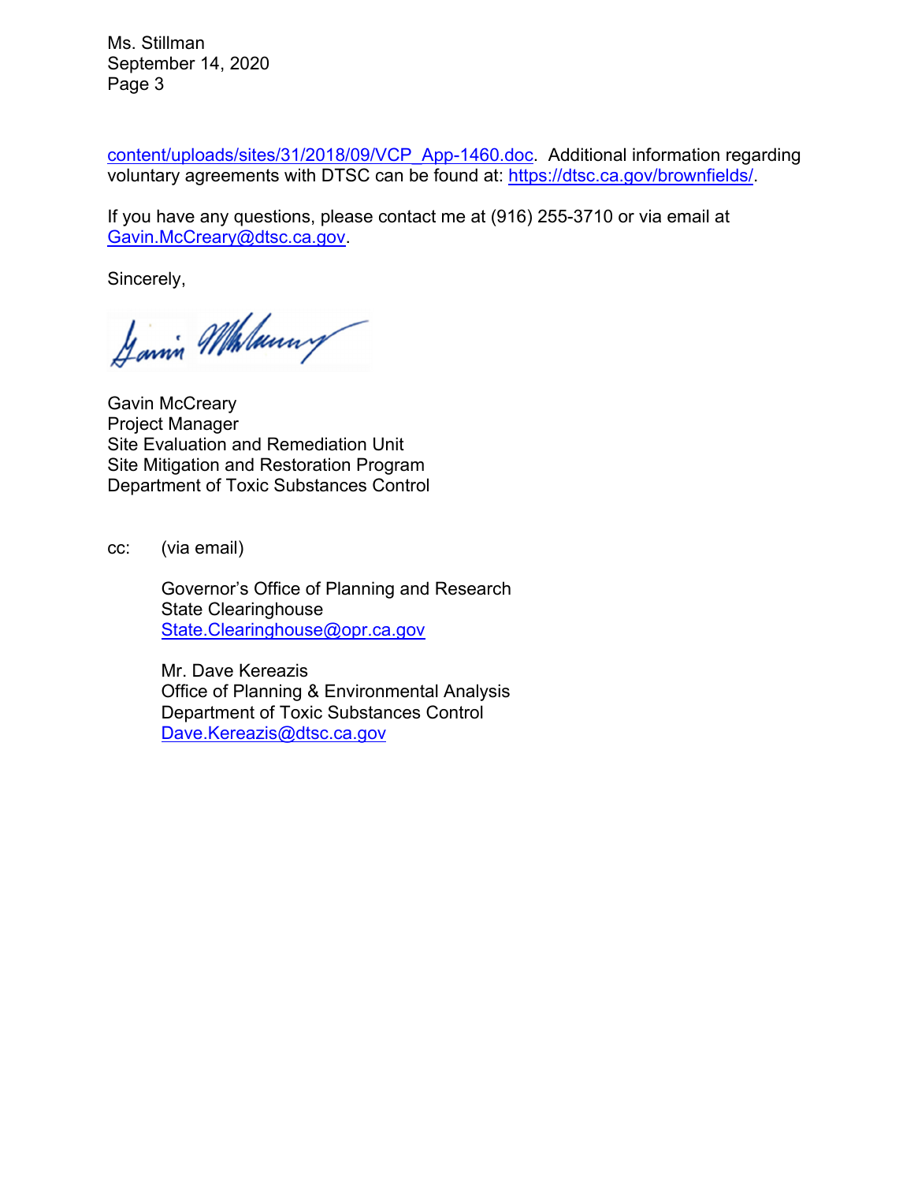content/uploads/sites/31/2018/09/VCP_App-1460.doc. Additional information regarding voluntary agreements with DTSC can be found at: https://dtsc.ca.gov/brownfields/.

If you have any questions, please contact me at (916) 255-3710 or via email at Gavin.McCreary@dtsc.ca.gov.

Sincerely,

Gavin McCreary
Project Manager
Site Evaluation and Remediation Unit
Site Mitigation and Restoration Program
Department of Toxic Substances Control

cc: (via email)

Governor's Office of Planning and Research
State Clearinghouse
State.Clearinghouse@opr.ca.gov

Mr. Dave Kereazis
Office of Planning & Environmental Analysis
Department of Toxic Substances Control
Dave.Kereazis@dtsc.ca.gov